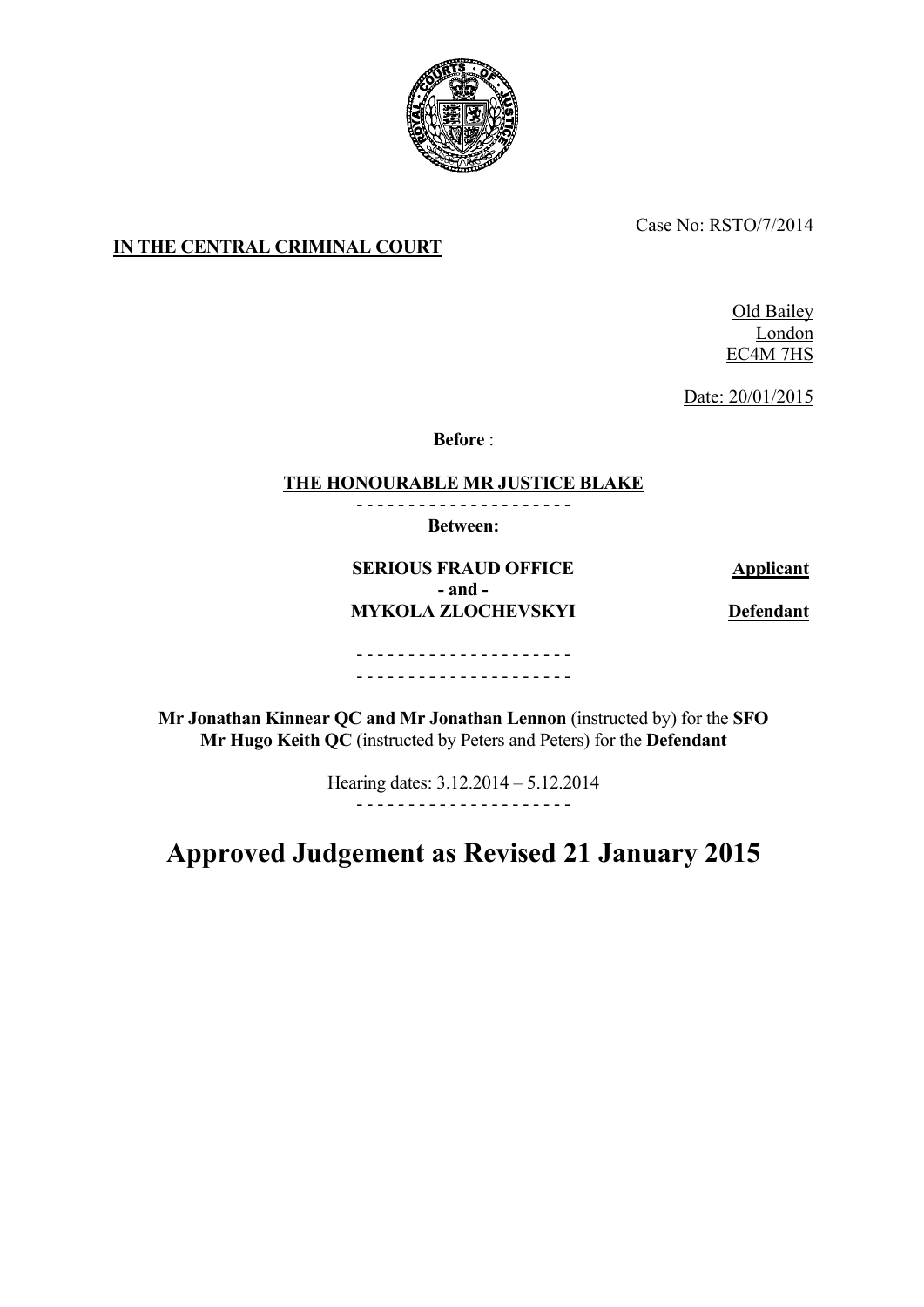Case No: RSTO/7/2014

**IN THE CENTRAL CRIMINAL COURT**

Old Bailey
London
EC4M 7HS

Date: 20/01/2015

**Before** :

**THE HONOURABLE MR JUSTICE BLAKE**

- - - - - - - - - - - - - - - - - - - - -

**Between:**

| | |
|---|---|
| **SERIOUS FRAUD OFFICE** | **Applicant** |
| **- and -** | |
| **MYKOLA ZLOCHEVSKYI** | **Defendant** |

- - - - - - - - - - - - - - - - - - - - -
- - - - - - - - - - - - - - - - - - - - -

**Mr Jonathan Kinnear QC and Mr Jonathan Lennon** (instructed by) for the **SFO**
**Mr Hugo Keith QC** (instructed by Peters and Peters) for the **Defendant**

Hearing dates: 3.12.2014 – 5.12.2014

- - - - - - - - - - - - - - - - - - - - -

# Approved Judgement as Revised 21 January 2015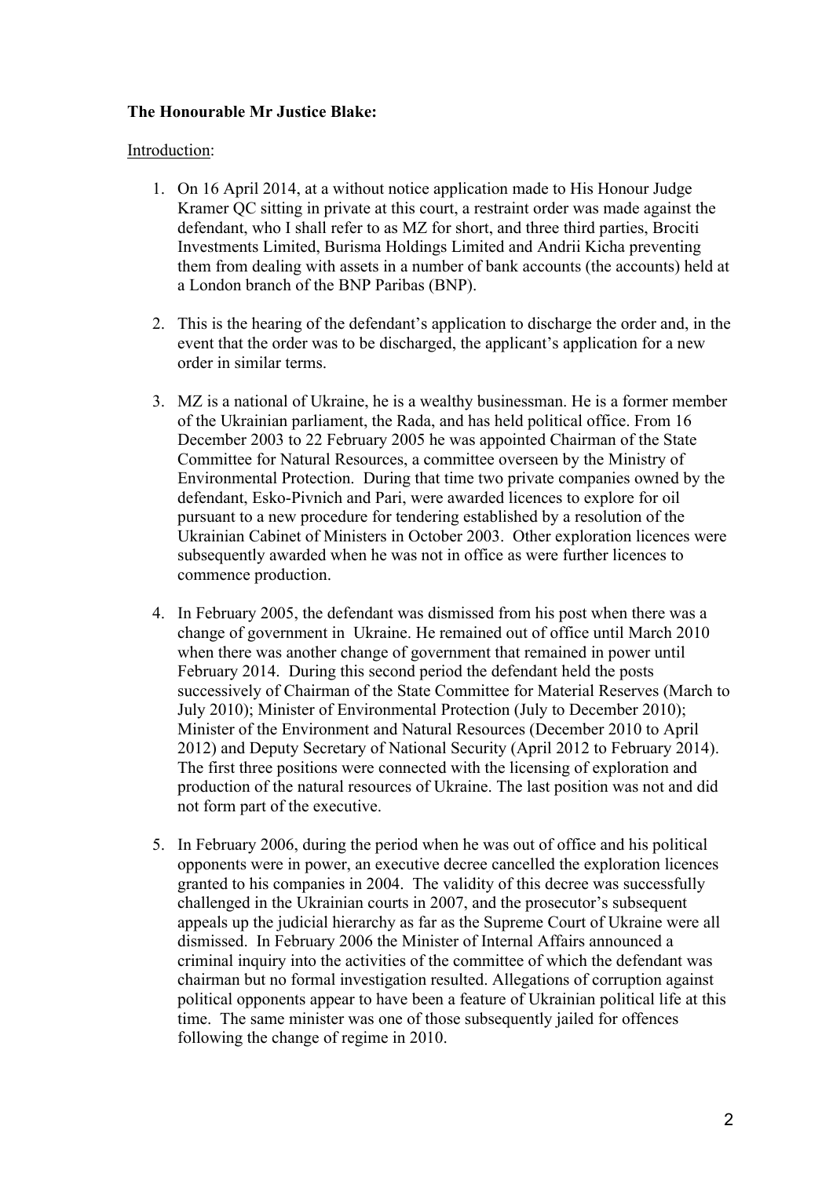**The Honourable Mr Justice Blake:**

Introduction:

1. On 16 April 2014, at a without notice application made to His Honour Judge Kramer QC sitting in private at this court, a restraint order was made against the defendant, who I shall refer to as MZ for short, and three third parties, Brociti Investments Limited, Burisma Holdings Limited and Andrii Kicha preventing them from dealing with assets in a number of bank accounts (the accounts) held at a London branch of the BNP Paribas (BNP).

2. This is the hearing of the defendant's application to discharge the order and, in the event that the order was to be discharged, the applicant's application for a new order in similar terms.

3. MZ is a national of Ukraine, he is a wealthy businessman. He is a former member of the Ukrainian parliament, the Rada, and has held political office. From 16 December 2003 to 22 February 2005 he was appointed Chairman of the State Committee for Natural Resources, a committee overseen by the Ministry of Environmental Protection. During that time two private companies owned by the defendant, Esko-Pivnich and Pari, were awarded licences to explore for oil pursuant to a new procedure for tendering established by a resolution of the Ukrainian Cabinet of Ministers in October 2003. Other exploration licences were subsequently awarded when he was not in office as were further licences to commence production.

4. In February 2005, the defendant was dismissed from his post when there was a change of government in Ukraine. He remained out of office until March 2010 when there was another change of government that remained in power until February 2014. During this second period the defendant held the posts successively of Chairman of the State Committee for Material Reserves (March to July 2010); Minister of Environmental Protection (July to December 2010); Minister of the Environment and Natural Resources (December 2010 to April 2012) and Deputy Secretary of National Security (April 2012 to February 2014). The first three positions were connected with the licensing of exploration and production of the natural resources of Ukraine. The last position was not and did not form part of the executive.

5. In February 2006, during the period when he was out of office and his political opponents were in power, an executive decree cancelled the exploration licences granted to his companies in 2004. The validity of this decree was successfully challenged in the Ukrainian courts in 2007, and the prosecutor's subsequent appeals up the judicial hierarchy as far as the Supreme Court of Ukraine were all dismissed. In February 2006 the Minister of Internal Affairs announced a criminal inquiry into the activities of the committee of which the defendant was chairman but no formal investigation resulted. Allegations of corruption against political opponents appear to have been a feature of Ukrainian political life at this time. The same minister was one of those subsequently jailed for offences following the change of regime in 2010.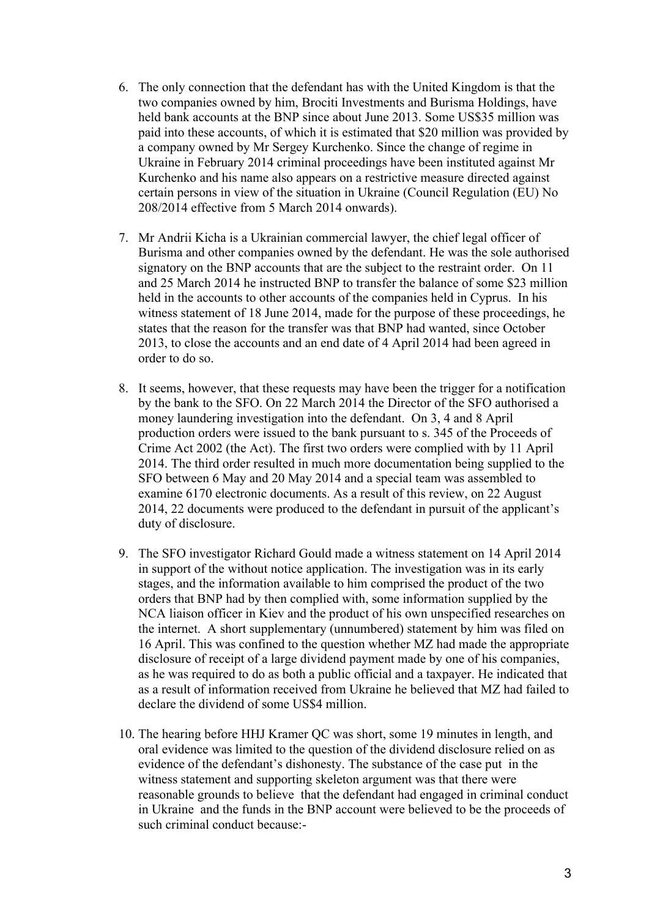6. The only connection that the defendant has with the United Kingdom is that the two companies owned by him, Brociti Investments and Burisma Holdings, have held bank accounts at the BNP since about June 2013. Some US$35 million was paid into these accounts, of which it is estimated that $20 million was provided by a company owned by Mr Sergey Kurchenko. Since the change of regime in Ukraine in February 2014 criminal proceedings have been instituted against Mr Kurchenko and his name also appears on a restrictive measure directed against certain persons in view of the situation in Ukraine (Council Regulation (EU) No 208/2014 effective from 5 March 2014 onwards).

7. Mr Andrii Kicha is a Ukrainian commercial lawyer, the chief legal officer of Burisma and other companies owned by the defendant. He was the sole authorised signatory on the BNP accounts that are the subject to the restraint order. On 11 and 25 March 2014 he instructed BNP to transfer the balance of some $23 million held in the accounts to other accounts of the companies held in Cyprus. In his witness statement of 18 June 2014, made for the purpose of these proceedings, he states that the reason for the transfer was that BNP had wanted, since October 2013, to close the accounts and an end date of 4 April 2014 had been agreed in order to do so.

8. It seems, however, that these requests may have been the trigger for a notification by the bank to the SFO. On 22 March 2014 the Director of the SFO authorised a money laundering investigation into the defendant. On 3, 4 and 8 April production orders were issued to the bank pursuant to s. 345 of the Proceeds of Crime Act 2002 (the Act). The first two orders were complied with by 11 April 2014. The third order resulted in much more documentation being supplied to the SFO between 6 May and 20 May 2014 and a special team was assembled to examine 6170 electronic documents. As a result of this review, on 22 August 2014, 22 documents were produced to the defendant in pursuit of the applicant's duty of disclosure.

9. The SFO investigator Richard Gould made a witness statement on 14 April 2014 in support of the without notice application. The investigation was in its early stages, and the information available to him comprised the product of the two orders that BNP had by then complied with, some information supplied by the NCA liaison officer in Kiev and the product of his own unspecified researches on the internet. A short supplementary (unnumbered) statement by him was filed on 16 April. This was confined to the question whether MZ had made the appropriate disclosure of receipt of a large dividend payment made by one of his companies, as he was required to do as both a public official and a taxpayer. He indicated that as a result of information received from Ukraine he believed that MZ had failed to declare the dividend of some US$4 million.

10. The hearing before HHJ Kramer QC was short, some 19 minutes in length, and oral evidence was limited to the question of the dividend disclosure relied on as evidence of the defendant's dishonesty. The substance of the case put in the witness statement and supporting skeleton argument was that there were reasonable grounds to believe that the defendant had engaged in criminal conduct in Ukraine and the funds in the BNP account were believed to be the proceeds of such criminal conduct because:-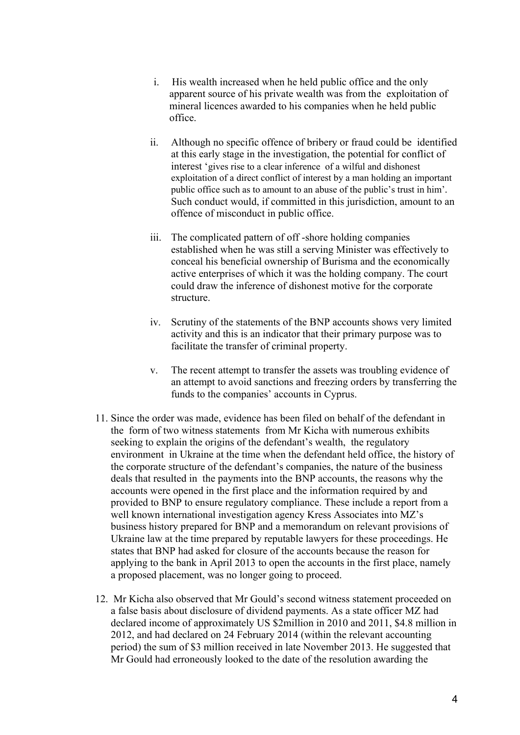i. His wealth increased when he held public office and the only apparent source of his private wealth was from the exploitation of mineral licences awarded to his companies when he held public office.

ii. Although no specific offence of bribery or fraud could be identified at this early stage in the investigation, the potential for conflict of interest 'gives rise to a clear inference of a wilful and dishonest exploitation of a direct conflict of interest by a man holding an important public office such as to amount to an abuse of the public's trust in him'. Such conduct would, if committed in this jurisdiction, amount to an offence of misconduct in public office.

iii. The complicated pattern of off -shore holding companies established when he was still a serving Minister was effectively to conceal his beneficial ownership of Burisma and the economically active enterprises of which it was the holding company. The court could draw the inference of dishonest motive for the corporate structure.

iv. Scrutiny of the statements of the BNP accounts shows very limited activity and this is an indicator that their primary purpose was to facilitate the transfer of criminal property.

v. The recent attempt to transfer the assets was troubling evidence of an attempt to avoid sanctions and freezing orders by transferring the funds to the companies' accounts in Cyprus.

11. Since the order was made, evidence has been filed on behalf of the defendant in the form of two witness statements from Mr Kicha with numerous exhibits seeking to explain the origins of the defendant's wealth, the regulatory environment in Ukraine at the time when the defendant held office, the history of the corporate structure of the defendant's companies, the nature of the business deals that resulted in the payments into the BNP accounts, the reasons why the accounts were opened in the first place and the information required by and provided to BNP to ensure regulatory compliance. These include a report from a well known international investigation agency Kress Associates into MZ's business history prepared for BNP and a memorandum on relevant provisions of Ukraine law at the time prepared by reputable lawyers for these proceedings. He states that BNP had asked for closure of the accounts because the reason for applying to the bank in April 2013 to open the accounts in the first place, namely a proposed placement, was no longer going to proceed.

12. Mr Kicha also observed that Mr Gould's second witness statement proceeded on a false basis about disclosure of dividend payments. As a state officer MZ had declared income of approximately US $2million in 2010 and 2011, $4.8 million in 2012, and had declared on 24 February 2014 (within the relevant accounting period) the sum of $3 million received in late November 2013. He suggested that Mr Gould had erroneously looked to the date of the resolution awarding the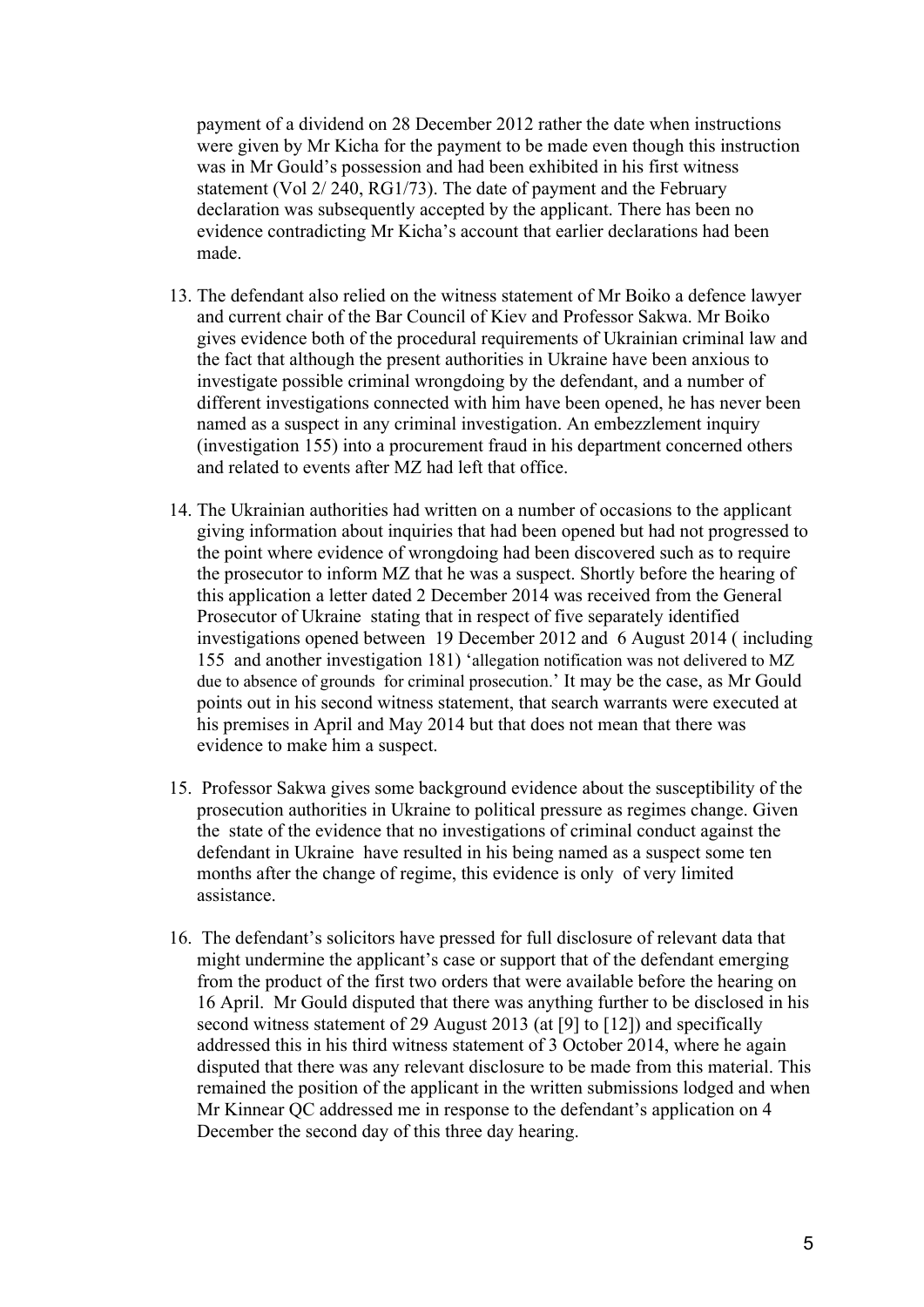payment of a dividend on 28 December 2012 rather the date when instructions were given by Mr Kicha for the payment to be made even though this instruction was in Mr Gould's possession and had been exhibited in his first witness statement (Vol 2/ 240, RG1/73). The date of payment and the February declaration was subsequently accepted by the applicant. There has been no evidence contradicting Mr Kicha's account that earlier declarations had been made.

13. The defendant also relied on the witness statement of Mr Boiko a defence lawyer and current chair of the Bar Council of Kiev and Professor Sakwa. Mr Boiko gives evidence both of the procedural requirements of Ukrainian criminal law and the fact that although the present authorities in Ukraine have been anxious to investigate possible criminal wrongdoing by the defendant, and a number of different investigations connected with him have been opened, he has never been named as a suspect in any criminal investigation. An embezzlement inquiry (investigation 155) into a procurement fraud in his department concerned others and related to events after MZ had left that office.

14. The Ukrainian authorities had written on a number of occasions to the applicant giving information about inquiries that had been opened but had not progressed to the point where evidence of wrongdoing had been discovered such as to require the prosecutor to inform MZ that he was a suspect. Shortly before the hearing of this application a letter dated 2 December 2014 was received from the General Prosecutor of Ukraine stating that in respect of five separately identified investigations opened between 19 December 2012 and 6 August 2014 ( including 155 and another investigation 181) 'allegation notification was not delivered to MZ due to absence of grounds for criminal prosecution.' It may be the case, as Mr Gould points out in his second witness statement, that search warrants were executed at his premises in April and May 2014 but that does not mean that there was evidence to make him a suspect.

15. Professor Sakwa gives some background evidence about the susceptibility of the prosecution authorities in Ukraine to political pressure as regimes change. Given the state of the evidence that no investigations of criminal conduct against the defendant in Ukraine have resulted in his being named as a suspect some ten months after the change of regime, this evidence is only of very limited assistance.

16. The defendant's solicitors have pressed for full disclosure of relevant data that might undermine the applicant's case or support that of the defendant emerging from the product of the first two orders that were available before the hearing on 16 April. Mr Gould disputed that there was anything further to be disclosed in his second witness statement of 29 August 2013 (at [9] to [12]) and specifically addressed this in his third witness statement of 3 October 2014, where he again disputed that there was any relevant disclosure to be made from this material. This remained the position of the applicant in the written submissions lodged and when Mr Kinnear QC addressed me in response to the defendant's application on 4 December the second day of this three day hearing.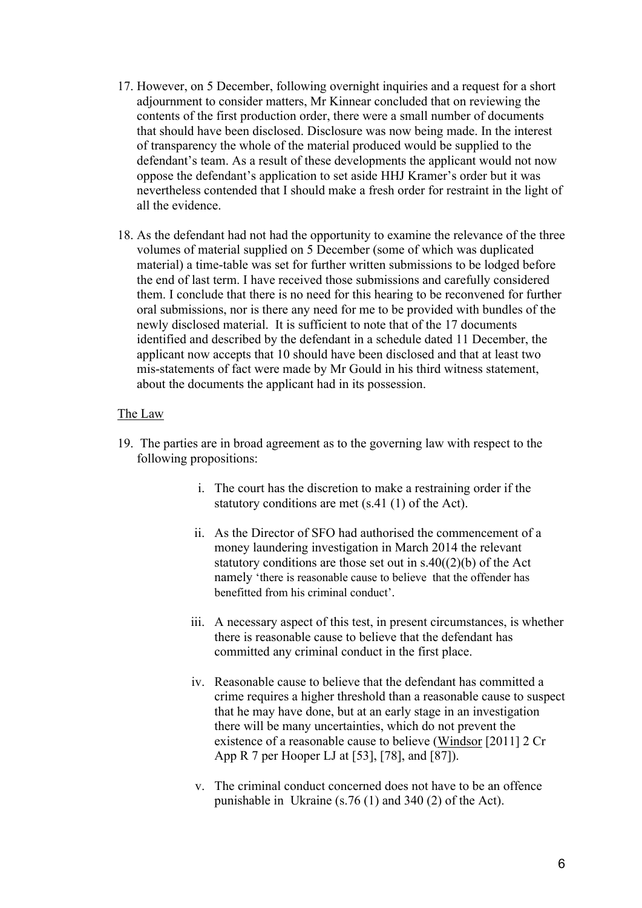17. However, on 5 December, following overnight inquiries and a request for a short adjournment to consider matters, Mr Kinnear concluded that on reviewing the contents of the first production order, there were a small number of documents that should have been disclosed. Disclosure was now being made. In the interest of transparency the whole of the material produced would be supplied to the defendant's team. As a result of these developments the applicant would not now oppose the defendant's application to set aside HHJ Kramer's order but it was nevertheless contended that I should make a fresh order for restraint in the light of all the evidence.

18. As the defendant had not had the opportunity to examine the relevance of the three volumes of material supplied on 5 December (some of which was duplicated material) a time-table was set for further written submissions to be lodged before the end of last term. I have received those submissions and carefully considered them. I conclude that there is no need for this hearing to be reconvened for further oral submissions, nor is there any need for me to be provided with bundles of the newly disclosed material. It is sufficient to note that of the 17 documents identified and described by the defendant in a schedule dated 11 December, the applicant now accepts that 10 should have been disclosed and that at least two mis-statements of fact were made by Mr Gould in his third witness statement, about the documents the applicant had in its possession.

## The Law

19. The parties are in broad agreement as to the governing law with respect to the following propositions:

    i. The court has the discretion to make a restraining order if the statutory conditions are met (s.41 (1) of the Act).

    ii. As the Director of SFO had authorised the commencement of a money laundering investigation in March 2014 the relevant statutory conditions are those set out in s.40((2)(b) of the Act namely 'there is reasonable cause to believe that the offender has benefitted from his criminal conduct'.

    iii. A necessary aspect of this test, in present circumstances, is whether there is reasonable cause to believe that the defendant has committed any criminal conduct in the first place.

    iv. Reasonable cause to believe that the defendant has committed a crime requires a higher threshold than a reasonable cause to suspect that he may have done, but at an early stage in an investigation there will be many uncertainties, which do not prevent the existence of a reasonable cause to believe (Windsor [2011] 2 Cr App R 7 per Hooper LJ at [53], [78], and [87]).

    v. The criminal conduct concerned does not have to be an offence punishable in Ukraine (s.76 (1) and 340 (2) of the Act).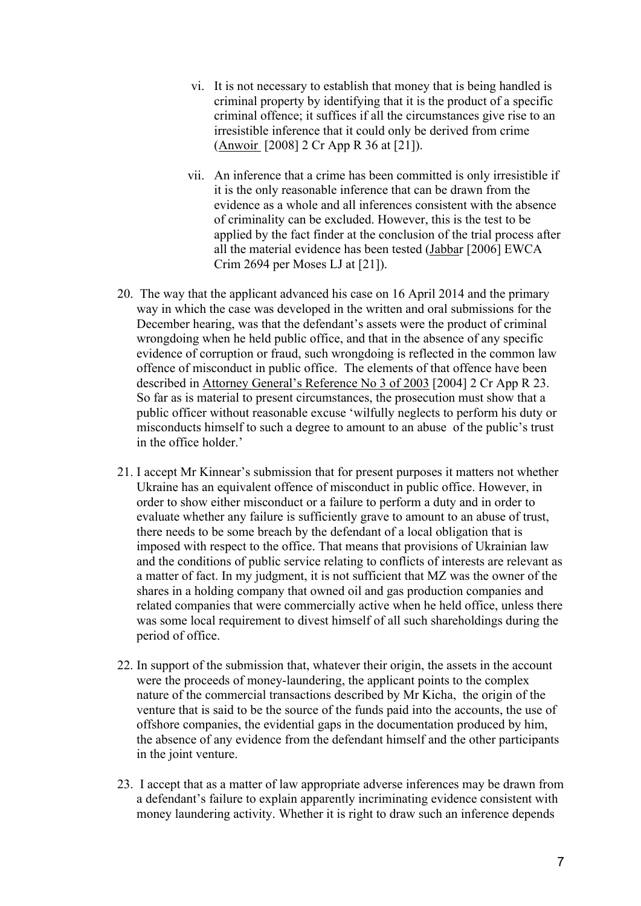vi. It is not necessary to establish that money that is being handled is criminal property by identifying that it is the product of a specific criminal offence; it suffices if all the circumstances give rise to an irresistible inference that it could only be derived from crime (Anwoir [2008] 2 Cr App R 36 at [21]).

vii. An inference that a crime has been committed is only irresistible if it is the only reasonable inference that can be drawn from the evidence as a whole and all inferences consistent with the absence of criminality can be excluded. However, this is the test to be applied by the fact finder at the conclusion of the trial process after all the material evidence has been tested (Jabbar [2006] EWCA Crim 2694 per Moses LJ at [21]).

20. The way that the applicant advanced his case on 16 April 2014 and the primary way in which the case was developed in the written and oral submissions for the December hearing, was that the defendant's assets were the product of criminal wrongdoing when he held public office, and that in the absence of any specific evidence of corruption or fraud, such wrongdoing is reflected in the common law offence of misconduct in public office. The elements of that offence have been described in Attorney General's Reference No 3 of 2003 [2004] 2 Cr App R 23. So far as is material to present circumstances, the prosecution must show that a public officer without reasonable excuse 'wilfully neglects to perform his duty or misconducts himself to such a degree to amount to an abuse of the public's trust in the office holder.'

21. I accept Mr Kinnear's submission that for present purposes it matters not whether Ukraine has an equivalent offence of misconduct in public office. However, in order to show either misconduct or a failure to perform a duty and in order to evaluate whether any failure is sufficiently grave to amount to an abuse of trust, there needs to be some breach by the defendant of a local obligation that is imposed with respect to the office. That means that provisions of Ukrainian law and the conditions of public service relating to conflicts of interests are relevant as a matter of fact. In my judgment, it is not sufficient that MZ was the owner of the shares in a holding company that owned oil and gas production companies and related companies that were commercially active when he held office, unless there was some local requirement to divest himself of all such shareholdings during the period of office.

22. In support of the submission that, whatever their origin, the assets in the account were the proceeds of money-laundering, the applicant points to the complex nature of the commercial transactions described by Mr Kicha, the origin of the venture that is said to be the source of the funds paid into the accounts, the use of offshore companies, the evidential gaps in the documentation produced by him, the absence of any evidence from the defendant himself and the other participants in the joint venture.

23. I accept that as a matter of law appropriate adverse inferences may be drawn from a defendant's failure to explain apparently incriminating evidence consistent with money laundering activity. Whether it is right to draw such an inference depends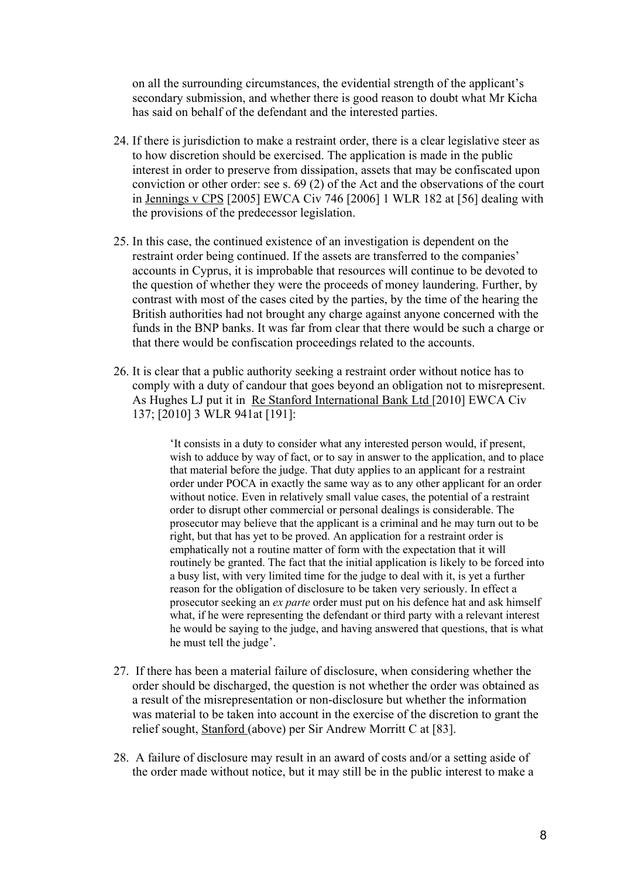on all the surrounding circumstances, the evidential strength of the applicant's secondary submission, and whether there is good reason to doubt what Mr Kicha has said on behalf of the defendant and the interested parties.

24. If there is jurisdiction to make a restraint order, there is a clear legislative steer as to how discretion should be exercised. The application is made in the public interest in order to preserve from dissipation, assets that may be confiscated upon conviction or other order: see s. 69 (2) of the Act and the observations of the court in Jennings v CPS [2005] EWCA Civ 746 [2006] 1 WLR 182 at [56] dealing with the provisions of the predecessor legislation.

25. In this case, the continued existence of an investigation is dependent on the restraint order being continued. If the assets are transferred to the companies' accounts in Cyprus, it is improbable that resources will continue to be devoted to the question of whether they were the proceeds of money laundering. Further, by contrast with most of the cases cited by the parties, by the time of the hearing the British authorities had not brought any charge against anyone concerned with the funds in the BNP banks. It was far from clear that there would be such a charge or that there would be confiscation proceedings related to the accounts.

26. It is clear that a public authority seeking a restraint order without notice has to comply with a duty of candour that goes beyond an obligation not to misrepresent. As Hughes LJ put it in Re Stanford International Bank Ltd [2010] EWCA Civ 137; [2010] 3 WLR 941at [191]:

> 'It consists in a duty to consider what any interested person would, if present, wish to adduce by way of fact, or to say in answer to the application, and to place that material before the judge. That duty applies to an applicant for a restraint order under POCA in exactly the same way as to any other applicant for an order without notice. Even in relatively small value cases, the potential of a restraint order to disrupt other commercial or personal dealings is considerable. The prosecutor may believe that the applicant is a criminal and he may turn out to be right, but that has yet to be proved. An application for a restraint order is emphatically not a routine matter of form with the expectation that it will routinely be granted. The fact that the initial application is likely to be forced into a busy list, with very limited time for the judge to deal with it, is yet a further reason for the obligation of disclosure to be taken very seriously. In effect a prosecutor seeking an *ex parte* order must put on his defence hat and ask himself what, if he were representing the defendant or third party with a relevant interest he would be saying to the judge, and having answered that questions, that is what he must tell the judge'.

27. If there has been a material failure of disclosure, when considering whether the order should be discharged, the question is not whether the order was obtained as a result of the misrepresentation or non-disclosure but whether the information was material to be taken into account in the exercise of the discretion to grant the relief sought, Stanford (above) per Sir Andrew Morritt C at [83].

28. A failure of disclosure may result in an award of costs and/or a setting aside of the order made without notice, but it may still be in the public interest to make a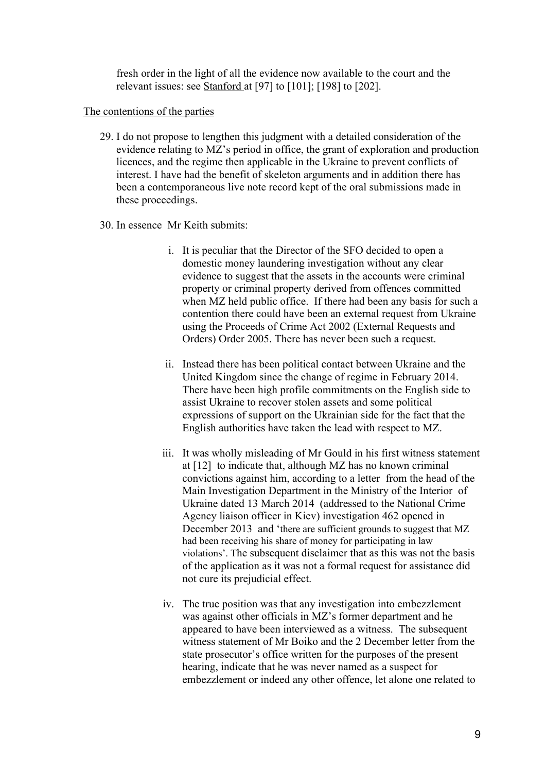fresh order in the light of all the evidence now available to the court and the relevant issues: see Stanford at [97] to [101]; [198] to [202].

The contentions of the parties

29. I do not propose to lengthen this judgment with a detailed consideration of the evidence relating to MZ's period in office, the grant of exploration and production licences, and the regime then applicable in the Ukraine to prevent conflicts of interest. I have had the benefit of skeleton arguments and in addition there has been a contemporaneous live note record kept of the oral submissions made in these proceedings.

30. In essence Mr Keith submits:

    i. It is peculiar that the Director of the SFO decided to open a domestic money laundering investigation without any clear evidence to suggest that the assets in the accounts were criminal property or criminal property derived from offences committed when MZ held public office. If there had been any basis for such a contention there could have been an external request from Ukraine using the Proceeds of Crime Act 2002 (External Requests and Orders) Order 2005. There has never been such a request.

    ii. Instead there has been political contact between Ukraine and the United Kingdom since the change of regime in February 2014. There have been high profile commitments on the English side to assist Ukraine to recover stolen assets and some political expressions of support on the Ukrainian side for the fact that the English authorities have taken the lead with respect to MZ.

    iii. It was wholly misleading of Mr Gould in his first witness statement at [12] to indicate that, although MZ has no known criminal convictions against him, according to a letter from the head of the Main Investigation Department in the Ministry of the Interior of Ukraine dated 13 March 2014 (addressed to the National Crime Agency liaison officer in Kiev) investigation 462 opened in December 2013 and 'there are sufficient grounds to suggest that MZ had been receiving his share of money for participating in law violations'. The subsequent disclaimer that as this was not the basis of the application as it was not a formal request for assistance did not cure its prejudicial effect.

    iv. The true position was that any investigation into embezzlement was against other officials in MZ's former department and he appeared to have been interviewed as a witness. The subsequent witness statement of Mr Boiko and the 2 December letter from the state prosecutor's office written for the purposes of the present hearing, indicate that he was never named as a suspect for embezzlement or indeed any other offence, let alone one related to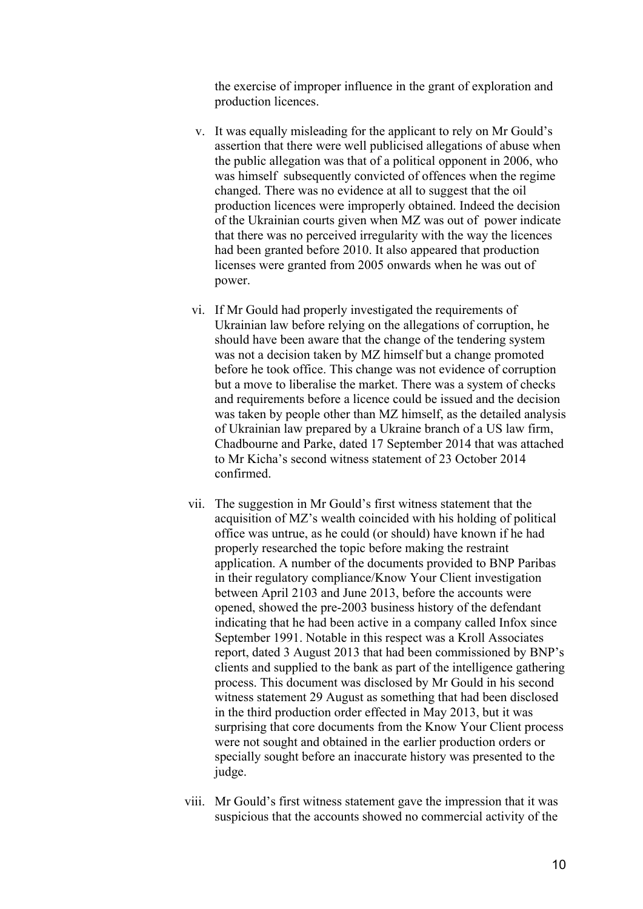the exercise of improper influence in the grant of exploration and production licences.

v. It was equally misleading for the applicant to rely on Mr Gould's assertion that there were well publicised allegations of abuse when the public allegation was that of a political opponent in 2006, who was himself subsequently convicted of offences when the regime changed. There was no evidence at all to suggest that the oil production licences were improperly obtained. Indeed the decision of the Ukrainian courts given when MZ was out of power indicate that there was no perceived irregularity with the way the licences had been granted before 2010. It also appeared that production licenses were granted from 2005 onwards when he was out of power.

vi. If Mr Gould had properly investigated the requirements of Ukrainian law before relying on the allegations of corruption, he should have been aware that the change of the tendering system was not a decision taken by MZ himself but a change promoted before he took office. This change was not evidence of corruption but a move to liberalise the market. There was a system of checks and requirements before a licence could be issued and the decision was taken by people other than MZ himself, as the detailed analysis of Ukrainian law prepared by a Ukraine branch of a US law firm, Chadbourne and Parke, dated 17 September 2014 that was attached to Mr Kicha's second witness statement of 23 October 2014 confirmed.

vii. The suggestion in Mr Gould's first witness statement that the acquisition of MZ's wealth coincided with his holding of political office was untrue, as he could (or should) have known if he had properly researched the topic before making the restraint application. A number of the documents provided to BNP Paribas in their regulatory compliance/Know Your Client investigation between April 2103 and June 2013, before the accounts were opened, showed the pre-2003 business history of the defendant indicating that he had been active in a company called Infox since September 1991. Notable in this respect was a Kroll Associates report, dated 3 August 2013 that had been commissioned by BNP's clients and supplied to the bank as part of the intelligence gathering process. This document was disclosed by Mr Gould in his second witness statement 29 August as something that had been disclosed in the third production order effected in May 2013, but it was surprising that core documents from the Know Your Client process were not sought and obtained in the earlier production orders or specially sought before an inaccurate history was presented to the judge.

viii. Mr Gould's first witness statement gave the impression that it was suspicious that the accounts showed no commercial activity of the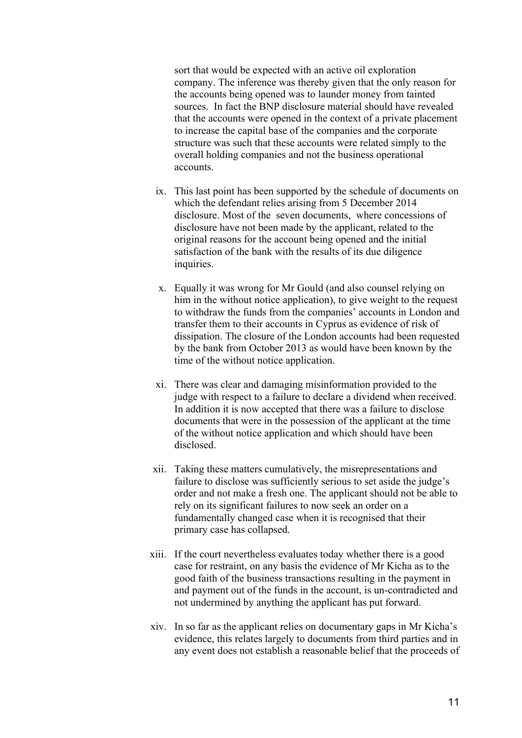sort that would be expected with an active oil exploration company. The inference was thereby given that the only reason for the accounts being opened was to launder money from tainted sources. In fact the BNP disclosure material should have revealed that the accounts were opened in the context of a private placement to increase the capital base of the companies and the corporate structure was such that these accounts were related simply to the overall holding companies and not the business operational accounts.

ix. This last point has been supported by the schedule of documents on which the defendant relies arising from 5 December 2014 disclosure. Most of the seven documents, where concessions of disclosure have not been made by the applicant, related to the original reasons for the account being opened and the initial satisfaction of the bank with the results of its due diligence inquiries.

x. Equally it was wrong for Mr Gould (and also counsel relying on him in the without notice application), to give weight to the request to withdraw the funds from the companies' accounts in London and transfer them to their accounts in Cyprus as evidence of risk of dissipation. The closure of the London accounts had been requested by the bank from October 2013 as would have been known by the time of the without notice application.

xi. There was clear and damaging misinformation provided to the judge with respect to a failure to declare a dividend when received. In addition it is now accepted that there was a failure to disclose documents that were in the possession of the applicant at the time of the without notice application and which should have been disclosed.

xii. Taking these matters cumulatively, the misrepresentations and failure to disclose was sufficiently serious to set aside the judge's order and not make a fresh one. The applicant should not be able to rely on its significant failures to now seek an order on a fundamentally changed case when it is recognised that their primary case has collapsed.

xiii. If the court nevertheless evaluates today whether there is a good case for restraint, on any basis the evidence of Mr Kicha as to the good faith of the business transactions resulting in the payment in and payment out of the funds in the account, is un-contradicted and not undermined by anything the applicant has put forward.

xiv. In so far as the applicant relies on documentary gaps in Mr Kicha's evidence, this relates largely to documents from third parties and in any event does not establish a reasonable belief that the proceeds of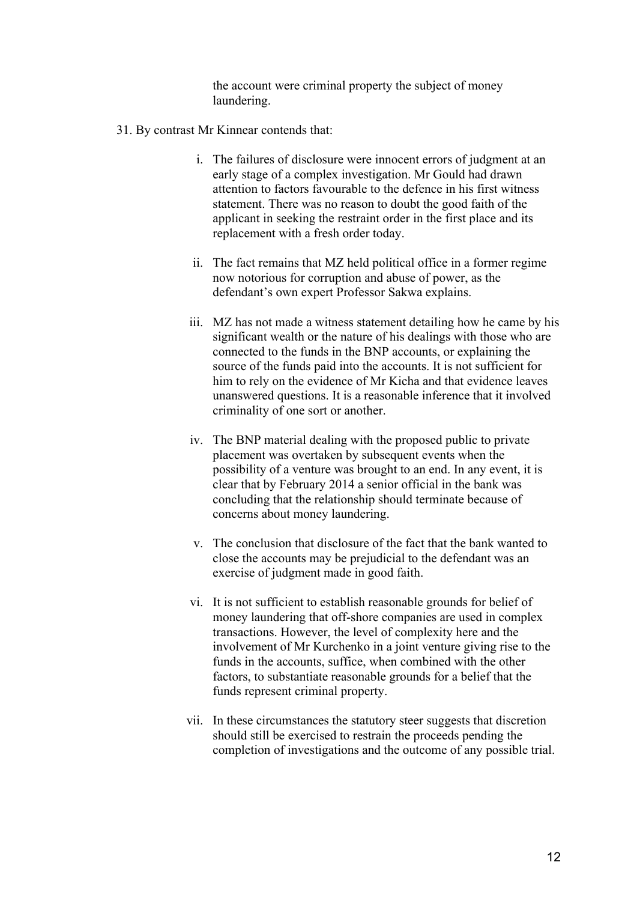the account were criminal property the subject of money laundering.

31. By contrast Mr Kinnear contends that:

    i. The failures of disclosure were innocent errors of judgment at an early stage of a complex investigation. Mr Gould had drawn attention to factors favourable to the defence in his first witness statement. There was no reason to doubt the good faith of the applicant in seeking the restraint order in the first place and its replacement with a fresh order today.

    ii. The fact remains that MZ held political office in a former regime now notorious for corruption and abuse of power, as the defendant's own expert Professor Sakwa explains.

    iii. MZ has not made a witness statement detailing how he came by his significant wealth or the nature of his dealings with those who are connected to the funds in the BNP accounts, or explaining the source of the funds paid into the accounts. It is not sufficient for him to rely on the evidence of Mr Kicha and that evidence leaves unanswered questions. It is a reasonable inference that it involved criminality of one sort or another.

    iv. The BNP material dealing with the proposed public to private placement was overtaken by subsequent events when the possibility of a venture was brought to an end. In any event, it is clear that by February 2014 a senior official in the bank was concluding that the relationship should terminate because of concerns about money laundering.

    v. The conclusion that disclosure of the fact that the bank wanted to close the accounts may be prejudicial to the defendant was an exercise of judgment made in good faith.

    vi. It is not sufficient to establish reasonable grounds for belief of money laundering that off-shore companies are used in complex transactions. However, the level of complexity here and the involvement of Mr Kurchenko in a joint venture giving rise to the funds in the accounts, suffice, when combined with the other factors, to substantiate reasonable grounds for a belief that the funds represent criminal property.

    vii. In these circumstances the statutory steer suggests that discretion should still be exercised to restrain the proceeds pending the completion of investigations and the outcome of any possible trial.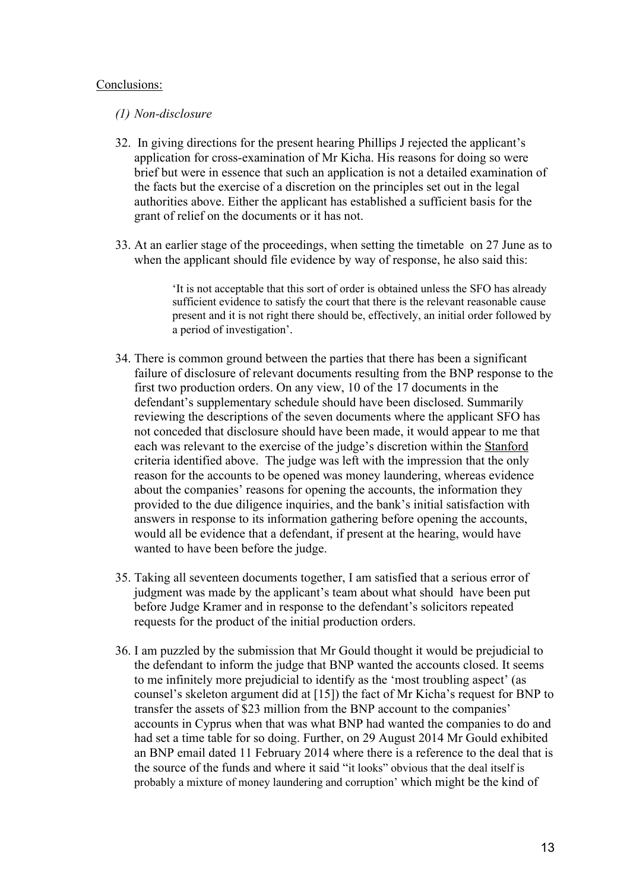Conclusions:

*(1) Non-disclosure*

32. In giving directions for the present hearing Phillips J rejected the applicant's application for cross-examination of Mr Kicha. His reasons for doing so were brief but were in essence that such an application is not a detailed examination of the facts but the exercise of a discretion on the principles set out in the legal authorities above. Either the applicant has established a sufficient basis for the grant of relief on the documents or it has not.

33. At an earlier stage of the proceedings, when setting the timetable on 27 June as to when the applicant should file evidence by way of response, he also said this:

> 'It is not acceptable that this sort of order is obtained unless the SFO has already sufficient evidence to satisfy the court that there is the relevant reasonable cause present and it is not right there should be, effectively, an initial order followed by a period of investigation'.

34. There is common ground between the parties that there has been a significant failure of disclosure of relevant documents resulting from the BNP response to the first two production orders. On any view, 10 of the 17 documents in the defendant's supplementary schedule should have been disclosed. Summarily reviewing the descriptions of the seven documents where the applicant SFO has not conceded that disclosure should have been made, it would appear to me that each was relevant to the exercise of the judge's discretion within the Stanford criteria identified above. The judge was left with the impression that the only reason for the accounts to be opened was money laundering, whereas evidence about the companies' reasons for opening the accounts, the information they provided to the due diligence inquiries, and the bank's initial satisfaction with answers in response to its information gathering before opening the accounts, would all be evidence that a defendant, if present at the hearing, would have wanted to have been before the judge.

35. Taking all seventeen documents together, I am satisfied that a serious error of judgment was made by the applicant's team about what should have been put before Judge Kramer and in response to the defendant's solicitors repeated requests for the product of the initial production orders.

36. I am puzzled by the submission that Mr Gould thought it would be prejudicial to the defendant to inform the judge that BNP wanted the accounts closed. It seems to me infinitely more prejudicial to identify as the 'most troubling aspect' (as counsel's skeleton argument did at [15]) the fact of Mr Kicha's request for BNP to transfer the assets of $23 million from the BNP account to the companies' accounts in Cyprus when that was what BNP had wanted the companies to do and had set a time table for so doing. Further, on 29 August 2014 Mr Gould exhibited an BNP email dated 11 February 2014 where there is a reference to the deal that is the source of the funds and where it said "it looks" obvious that the deal itself is probably a mixture of money laundering and corruption' which might be the kind of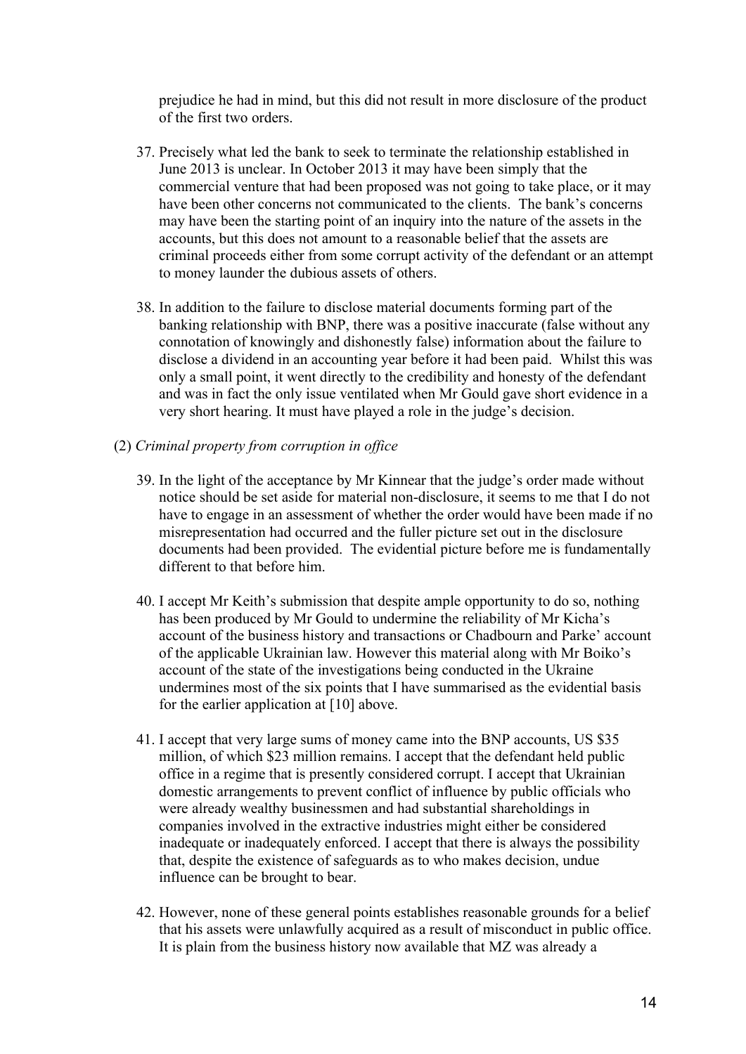prejudice he had in mind, but this did not result in more disclosure of the product of the first two orders.

37. Precisely what led the bank to seek to terminate the relationship established in June 2013 is unclear. In October 2013 it may have been simply that the commercial venture that had been proposed was not going to take place, or it may have been other concerns not communicated to the clients. The bank's concerns may have been the starting point of an inquiry into the nature of the assets in the accounts, but this does not amount to a reasonable belief that the assets are criminal proceeds either from some corrupt activity of the defendant or an attempt to money launder the dubious assets of others.

38. In addition to the failure to disclose material documents forming part of the banking relationship with BNP, there was a positive inaccurate (false without any connotation of knowingly and dishonestly false) information about the failure to disclose a dividend in an accounting year before it had been paid. Whilst this was only a small point, it went directly to the credibility and honesty of the defendant and was in fact the only issue ventilated when Mr Gould gave short evidence in a very short hearing. It must have played a role in the judge's decision.

(2) *Criminal property from corruption in office*

39. In the light of the acceptance by Mr Kinnear that the judge's order made without notice should be set aside for material non-disclosure, it seems to me that I do not have to engage in an assessment of whether the order would have been made if no misrepresentation had occurred and the fuller picture set out in the disclosure documents had been provided. The evidential picture before me is fundamentally different to that before him.

40. I accept Mr Keith's submission that despite ample opportunity to do so, nothing has been produced by Mr Gould to undermine the reliability of Mr Kicha's account of the business history and transactions or Chadbourn and Parke' account of the applicable Ukrainian law. However this material along with Mr Boiko's account of the state of the investigations being conducted in the Ukraine undermines most of the six points that I have summarised as the evidential basis for the earlier application at [10] above.

41. I accept that very large sums of money came into the BNP accounts, US $35 million, of which $23 million remains. I accept that the defendant held public office in a regime that is presently considered corrupt. I accept that Ukrainian domestic arrangements to prevent conflict of influence by public officials who were already wealthy businessmen and had substantial shareholdings in companies involved in the extractive industries might either be considered inadequate or inadequately enforced. I accept that there is always the possibility that, despite the existence of safeguards as to who makes decision, undue influence can be brought to bear.

42. However, none of these general points establishes reasonable grounds for a belief that his assets were unlawfully acquired as a result of misconduct in public office. It is plain from the business history now available that MZ was already a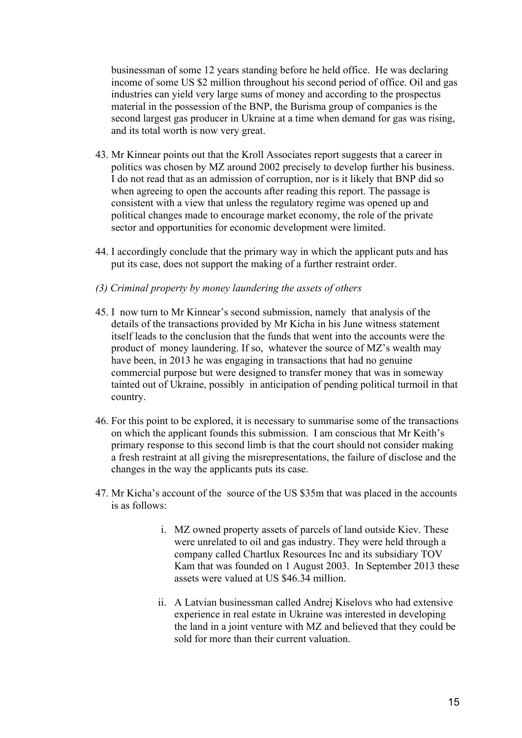businessman of some 12 years standing before he held office. He was declaring income of some US $2 million throughout his second period of office. Oil and gas industries can yield very large sums of money and according to the prospectus material in the possession of the BNP, the Burisma group of companies is the second largest gas producer in Ukraine at a time when demand for gas was rising, and its total worth is now very great.

43. Mr Kinnear points out that the Kroll Associates report suggests that a career in politics was chosen by MZ around 2002 precisely to develop further his business. I do not read that as an admission of corruption, nor is it likely that BNP did so when agreeing to open the accounts after reading this report. The passage is consistent with a view that unless the regulatory regime was opened up and political changes made to encourage market economy, the role of the private sector and opportunities for economic development were limited.

44. I accordingly conclude that the primary way in which the applicant puts and has put its case, does not support the making of a further restraint order.

*(3) Criminal property by money laundering the assets of others*

45. I now turn to Mr Kinnear's second submission, namely that analysis of the details of the transactions provided by Mr Kicha in his June witness statement itself leads to the conclusion that the funds that went into the accounts were the product of money laundering. If so, whatever the source of MZ's wealth may have been, in 2013 he was engaging in transactions that had no genuine commercial purpose but were designed to transfer money that was in someway tainted out of Ukraine, possibly in anticipation of pending political turmoil in that country.

46. For this point to be explored, it is necessary to summarise some of the transactions on which the applicant founds this submission. I am conscious that Mr Keith's primary response to this second limb is that the court should not consider making a fresh restraint at all giving the misrepresentations, the failure of disclose and the changes in the way the applicants puts its case.

47. Mr Kicha's account of the source of the US $35m that was placed in the accounts is as follows:

    i. MZ owned property assets of parcels of land outside Kiev. These were unrelated to oil and gas industry. They were held through a company called Chartlux Resources Inc and its subsidiary TOV Kam that was founded on 1 August 2003. In September 2013 these assets were valued at US $46.34 million.

    ii. A Latvian businessman called Andrej Kiselovs who had extensive experience in real estate in Ukraine was interested in developing the land in a joint venture with MZ and believed that they could be sold for more than their current valuation.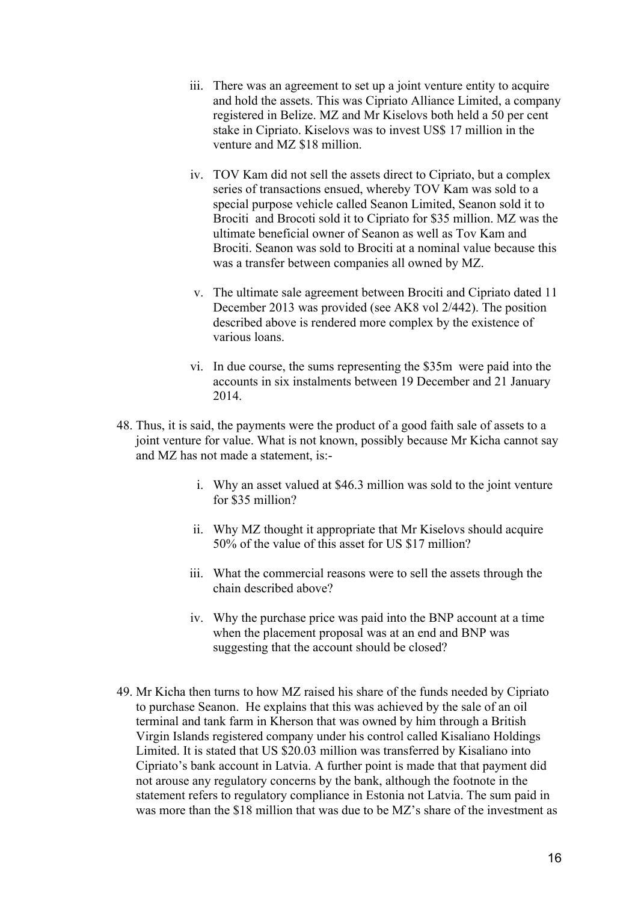iii. There was an agreement to set up a joint venture entity to acquire and hold the assets. This was Cipriato Alliance Limited, a company registered in Belize. MZ and Mr Kiselovs both held a 50 per cent stake in Cipriato. Kiselovs was to invest US$ 17 million in the venture and MZ $18 million.

iv. TOV Kam did not sell the assets direct to Cipriato, but a complex series of transactions ensued, whereby TOV Kam was sold to a special purpose vehicle called Seanon Limited, Seanon sold it to Brociti and Brocoti sold it to Cipriato for $35 million. MZ was the ultimate beneficial owner of Seanon as well as Tov Kam and Brociti. Seanon was sold to Brociti at a nominal value because this was a transfer between companies all owned by MZ.

v. The ultimate sale agreement between Brociti and Cipriato dated 11 December 2013 was provided (see AK8 vol 2/442). The position described above is rendered more complex by the existence of various loans.

vi. In due course, the sums representing the $35m were paid into the accounts in six instalments between 19 December and 21 January 2014.

48. Thus, it is said, the payments were the product of a good faith sale of assets to a joint venture for value. What is not known, possibly because Mr Kicha cannot say and MZ has not made a statement, is:-

i. Why an asset valued at $46.3 million was sold to the joint venture for $35 million?

ii. Why MZ thought it appropriate that Mr Kiselovs should acquire 50% of the value of this asset for US $17 million?

iii. What the commercial reasons were to sell the assets through the chain described above?

iv. Why the purchase price was paid into the BNP account at a time when the placement proposal was at an end and BNP was suggesting that the account should be closed?

49. Mr Kicha then turns to how MZ raised his share of the funds needed by Cipriato to purchase Seanon. He explains that this was achieved by the sale of an oil terminal and tank farm in Kherson that was owned by him through a British Virgin Islands registered company under his control called Kisaliano Holdings Limited. It is stated that US $20.03 million was transferred by Kisaliano into Cipriato's bank account in Latvia. A further point is made that that payment did not arouse any regulatory concerns by the bank, although the footnote in the statement refers to regulatory compliance in Estonia not Latvia. The sum paid in was more than the $18 million that was due to be MZ's share of the investment as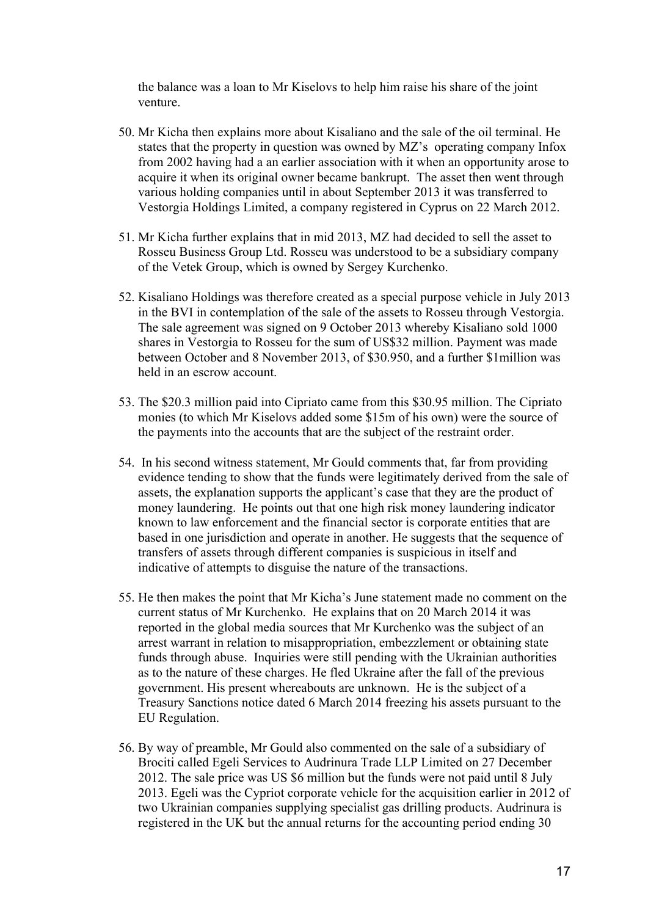the balance was a loan to Mr Kiselovs to help him raise his share of the joint venture.

50. Mr Kicha then explains more about Kisaliano and the sale of the oil terminal. He states that the property in question was owned by MZ's operating company Infox from 2002 having had a an earlier association with it when an opportunity arose to acquire it when its original owner became bankrupt. The asset then went through various holding companies until in about September 2013 it was transferred to Vestorgia Holdings Limited, a company registered in Cyprus on 22 March 2012.

51. Mr Kicha further explains that in mid 2013, MZ had decided to sell the asset to Rosseu Business Group Ltd. Rosseu was understood to be a subsidiary company of the Vetek Group, which is owned by Sergey Kurchenko.

52. Kisaliano Holdings was therefore created as a special purpose vehicle in July 2013 in the BVI in contemplation of the sale of the assets to Rosseu through Vestorgia. The sale agreement was signed on 9 October 2013 whereby Kisaliano sold 1000 shares in Vestorgia to Rosseu for the sum of US$32 million. Payment was made between October and 8 November 2013, of $30.950, and a further $1million was held in an escrow account.

53. The $20.3 million paid into Cipriato came from this $30.95 million. The Cipriato monies (to which Mr Kiselovs added some $15m of his own) were the source of the payments into the accounts that are the subject of the restraint order.

54. In his second witness statement, Mr Gould comments that, far from providing evidence tending to show that the funds were legitimately derived from the sale of assets, the explanation supports the applicant's case that they are the product of money laundering. He points out that one high risk money laundering indicator known to law enforcement and the financial sector is corporate entities that are based in one jurisdiction and operate in another. He suggests that the sequence of transfers of assets through different companies is suspicious in itself and indicative of attempts to disguise the nature of the transactions.

55. He then makes the point that Mr Kicha's June statement made no comment on the current status of Mr Kurchenko. He explains that on 20 March 2014 it was reported in the global media sources that Mr Kurchenko was the subject of an arrest warrant in relation to misappropriation, embezzlement or obtaining state funds through abuse. Inquiries were still pending with the Ukrainian authorities as to the nature of these charges. He fled Ukraine after the fall of the previous government. His present whereabouts are unknown. He is the subject of a Treasury Sanctions notice dated 6 March 2014 freezing his assets pursuant to the EU Regulation.

56. By way of preamble, Mr Gould also commented on the sale of a subsidiary of Brociti called Egeli Services to Audrinura Trade LLP Limited on 27 December 2012. The sale price was US $6 million but the funds were not paid until 8 July 2013. Egeli was the Cypriot corporate vehicle for the acquisition earlier in 2012 of two Ukrainian companies supplying specialist gas drilling products. Audrinura is registered in the UK but the annual returns for the accounting period ending 30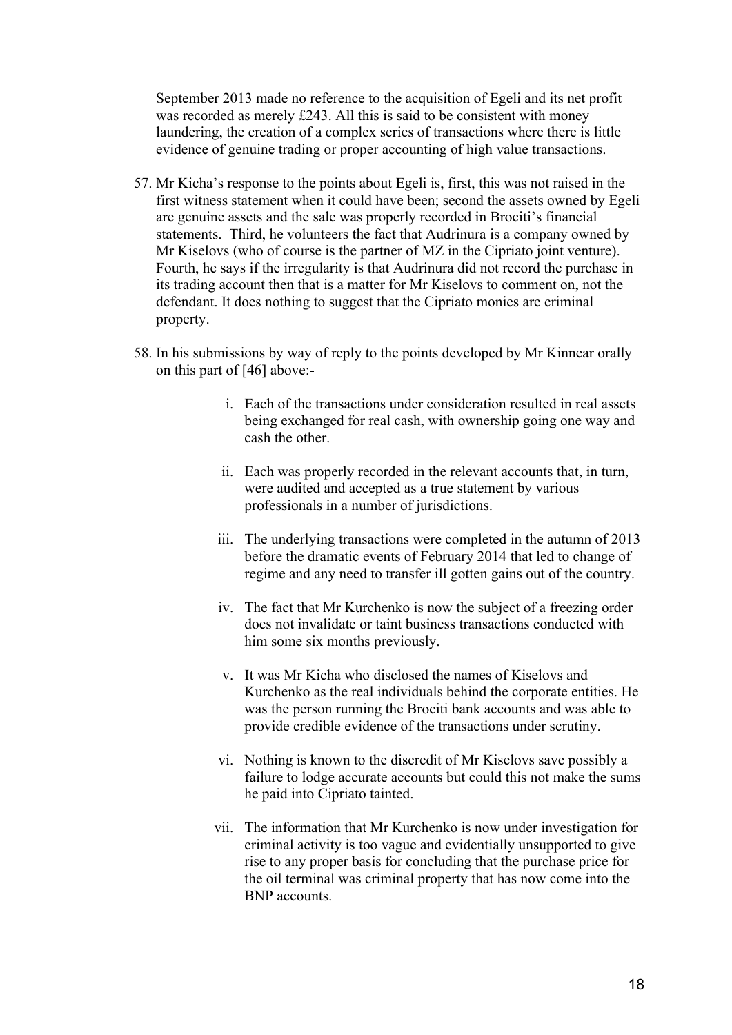September 2013 made no reference to the acquisition of Egeli and its net profit was recorded as merely £243. All this is said to be consistent with money laundering, the creation of a complex series of transactions where there is little evidence of genuine trading or proper accounting of high value transactions.

57. Mr Kicha's response to the points about Egeli is, first, this was not raised in the first witness statement when it could have been; second the assets owned by Egeli are genuine assets and the sale was properly recorded in Brociti's financial statements. Third, he volunteers the fact that Audrinura is a company owned by Mr Kiselovs (who of course is the partner of MZ in the Cipriato joint venture). Fourth, he says if the irregularity is that Audrinura did not record the purchase in its trading account then that is a matter for Mr Kiselovs to comment on, not the defendant. It does nothing to suggest that the Cipriato monies are criminal property.

58. In his submissions by way of reply to the points developed by Mr Kinnear orally on this part of [46] above:-

    i. Each of the transactions under consideration resulted in real assets being exchanged for real cash, with ownership going one way and cash the other.

    ii. Each was properly recorded in the relevant accounts that, in turn, were audited and accepted as a true statement by various professionals in a number of jurisdictions.

    iii. The underlying transactions were completed in the autumn of 2013 before the dramatic events of February 2014 that led to change of regime and any need to transfer ill gotten gains out of the country.

    iv. The fact that Mr Kurchenko is now the subject of a freezing order does not invalidate or taint business transactions conducted with him some six months previously.

    v. It was Mr Kicha who disclosed the names of Kiselovs and Kurchenko as the real individuals behind the corporate entities. He was the person running the Brociti bank accounts and was able to provide credible evidence of the transactions under scrutiny.

    vi. Nothing is known to the discredit of Mr Kiselovs save possibly a failure to lodge accurate accounts but could this not make the sums he paid into Cipriato tainted.

    vii. The information that Mr Kurchenko is now under investigation for criminal activity is too vague and evidentially unsupported to give rise to any proper basis for concluding that the purchase price for the oil terminal was criminal property that has now come into the BNP accounts.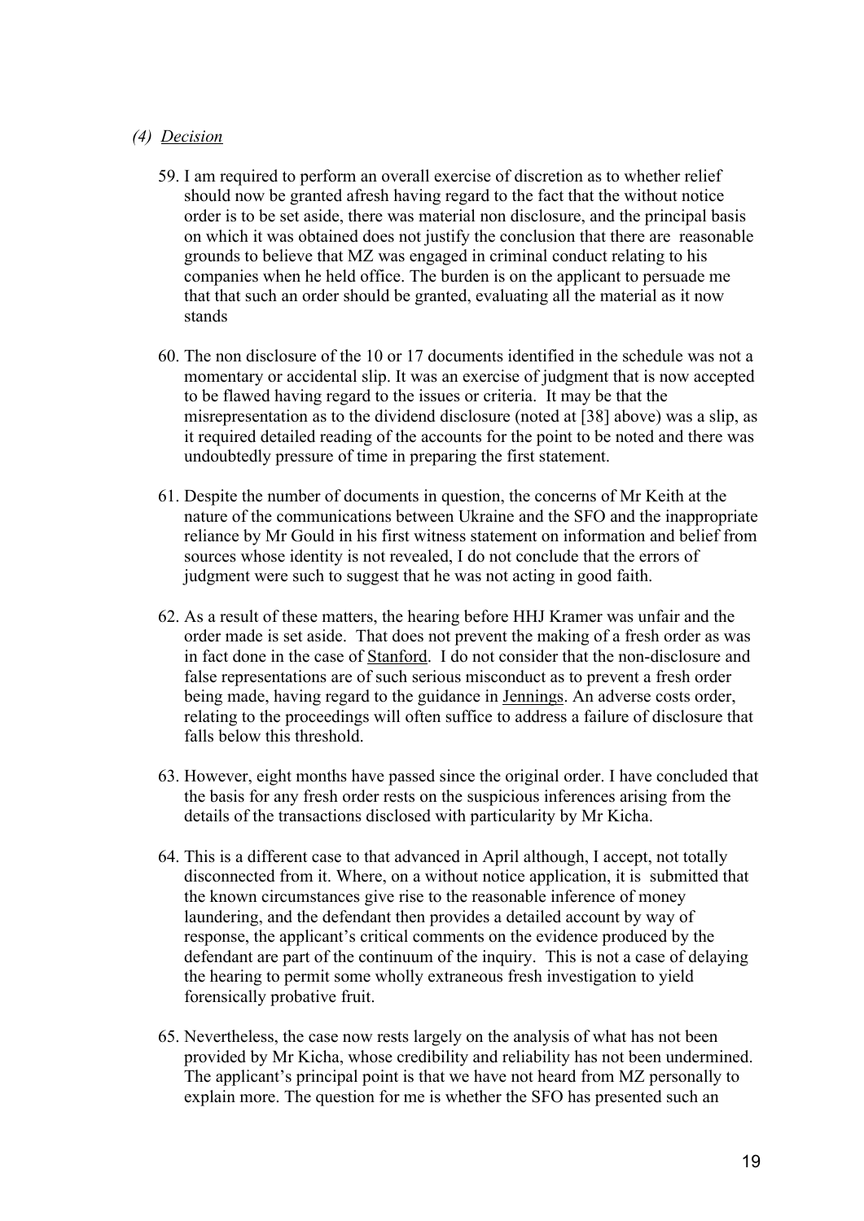### *(4) Decision*

59. I am required to perform an overall exercise of discretion as to whether relief should now be granted afresh having regard to the fact that the without notice order is to be set aside, there was material non disclosure, and the principal basis on which it was obtained does not justify the conclusion that there are reasonable grounds to believe that MZ was engaged in criminal conduct relating to his companies when he held office. The burden is on the applicant to persuade me that that such an order should be granted, evaluating all the material as it now stands

60. The non disclosure of the 10 or 17 documents identified in the schedule was not a momentary or accidental slip. It was an exercise of judgment that is now accepted to be flawed having regard to the issues or criteria. It may be that the misrepresentation as to the dividend disclosure (noted at [38] above) was a slip, as it required detailed reading of the accounts for the point to be noted and there was undoubtedly pressure of time in preparing the first statement.

61. Despite the number of documents in question, the concerns of Mr Keith at the nature of the communications between Ukraine and the SFO and the inappropriate reliance by Mr Gould in his first witness statement on information and belief from sources whose identity is not revealed, I do not conclude that the errors of judgment were such to suggest that he was not acting in good faith.

62. As a result of these matters, the hearing before HHJ Kramer was unfair and the order made is set aside. That does not prevent the making of a fresh order as was in fact done in the case of <u>Stanford</u>. I do not consider that the non-disclosure and false representations are of such serious misconduct as to prevent a fresh order being made, having regard to the guidance in <u>Jennings</u>. An adverse costs order, relating to the proceedings will often suffice to address a failure of disclosure that falls below this threshold.

63. However, eight months have passed since the original order. I have concluded that the basis for any fresh order rests on the suspicious inferences arising from the details of the transactions disclosed with particularity by Mr Kicha.

64. This is a different case to that advanced in April although, I accept, not totally disconnected from it. Where, on a without notice application, it is submitted that the known circumstances give rise to the reasonable inference of money laundering, and the defendant then provides a detailed account by way of response, the applicant's critical comments on the evidence produced by the defendant are part of the continuum of the inquiry. This is not a case of delaying the hearing to permit some wholly extraneous fresh investigation to yield forensically probative fruit.

65. Nevertheless, the case now rests largely on the analysis of what has not been provided by Mr Kicha, whose credibility and reliability has not been undermined. The applicant's principal point is that we have not heard from MZ personally to explain more. The question for me is whether the SFO has presented such an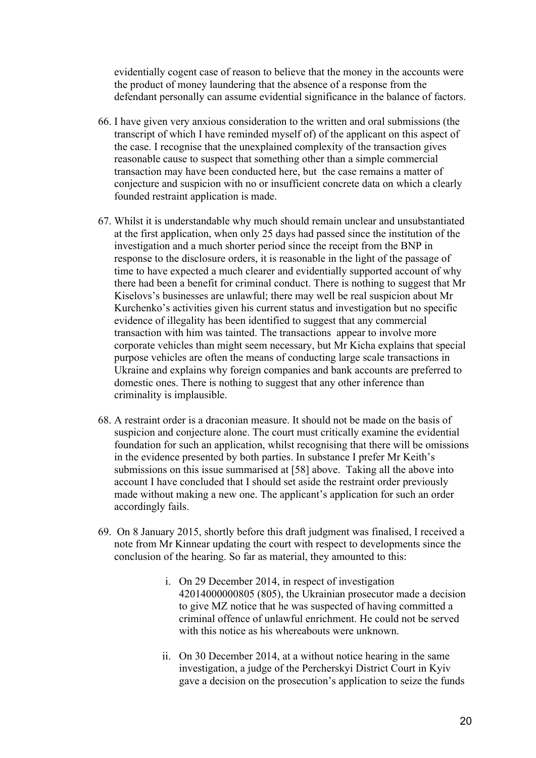evidentially cogent case of reason to believe that the money in the accounts were the product of money laundering that the absence of a response from the defendant personally can assume evidential significance in the balance of factors.

66. I have given very anxious consideration to the written and oral submissions (the transcript of which I have reminded myself of) of the applicant on this aspect of the case. I recognise that the unexplained complexity of the transaction gives reasonable cause to suspect that something other than a simple commercial transaction may have been conducted here, but the case remains a matter of conjecture and suspicion with no or insufficient concrete data on which a clearly founded restraint application is made.

67. Whilst it is understandable why much should remain unclear and unsubstantiated at the first application, when only 25 days had passed since the institution of the investigation and a much shorter period since the receipt from the BNP in response to the disclosure orders, it is reasonable in the light of the passage of time to have expected a much clearer and evidentially supported account of why there had been a benefit for criminal conduct. There is nothing to suggest that Mr Kiselovs's businesses are unlawful; there may well be real suspicion about Mr Kurchenko's activities given his current status and investigation but no specific evidence of illegality has been identified to suggest that any commercial transaction with him was tainted. The transactions appear to involve more corporate vehicles than might seem necessary, but Mr Kicha explains that special purpose vehicles are often the means of conducting large scale transactions in Ukraine and explains why foreign companies and bank accounts are preferred to domestic ones. There is nothing to suggest that any other inference than criminality is implausible.

68. A restraint order is a draconian measure. It should not be made on the basis of suspicion and conjecture alone. The court must critically examine the evidential foundation for such an application, whilst recognising that there will be omissions in the evidence presented by both parties. In substance I prefer Mr Keith's submissions on this issue summarised at [58] above. Taking all the above into account I have concluded that I should set aside the restraint order previously made without making a new one. The applicant's application for such an order accordingly fails.

69. On 8 January 2015, shortly before this draft judgment was finalised, I received a note from Mr Kinnear updating the court with respect to developments since the conclusion of the hearing. So far as material, they amounted to this:

    i. On 29 December 2014, in respect of investigation 42014000000805 (805), the Ukrainian prosecutor made a decision to give MZ notice that he was suspected of having committed a criminal offence of unlawful enrichment. He could not be served with this notice as his whereabouts were unknown.

    ii. On 30 December 2014, at a without notice hearing in the same investigation, a judge of the Percherskyi District Court in Kyiv gave a decision on the prosecution's application to seize the funds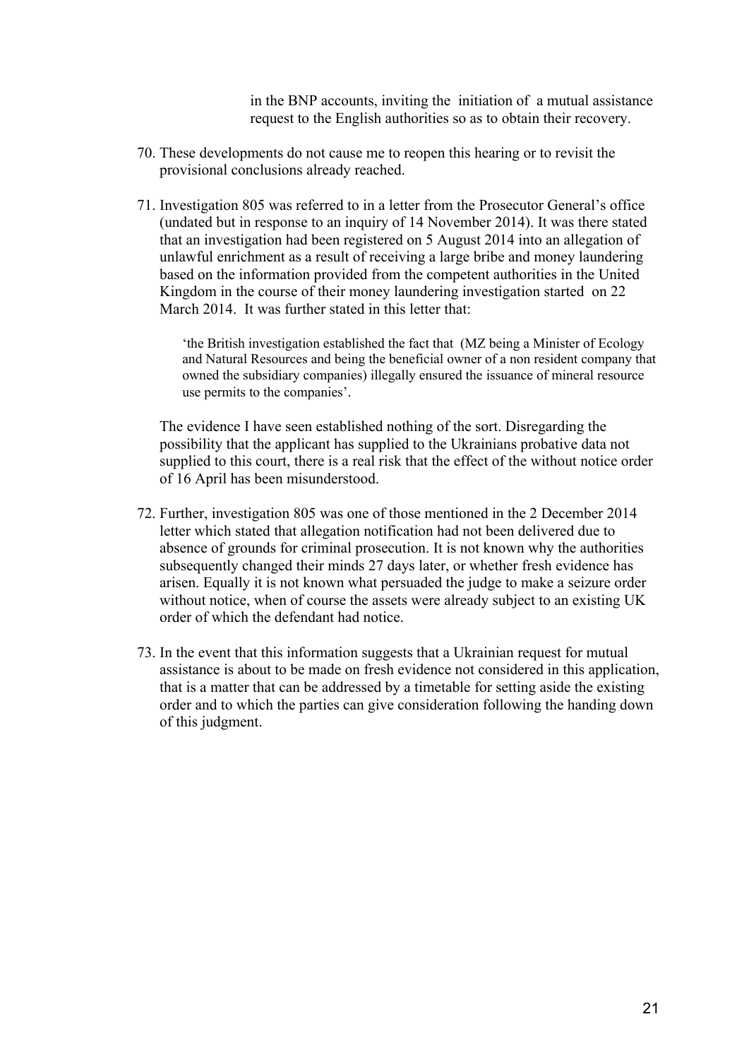in the BNP accounts, inviting the initiation of a mutual assistance request to the English authorities so as to obtain their recovery.

70. These developments do not cause me to reopen this hearing or to revisit the provisional conclusions already reached.

71. Investigation 805 was referred to in a letter from the Prosecutor General's office (undated but in response to an inquiry of 14 November 2014). It was there stated that an investigation had been registered on 5 August 2014 into an allegation of unlawful enrichment as a result of receiving a large bribe and money laundering based on the information provided from the competent authorities in the United Kingdom in the course of their money laundering investigation started on 22 March 2014. It was further stated in this letter that:

    > 'the British investigation established the fact that (MZ being a Minister of Ecology and Natural Resources and being the beneficial owner of a non resident company that owned the subsidiary companies) illegally ensured the issuance of mineral resource use permits to the companies'.

    The evidence I have seen established nothing of the sort. Disregarding the possibility that the applicant has supplied to the Ukrainians probative data not supplied to this court, there is a real risk that the effect of the without notice order of 16 April has been misunderstood.

72. Further, investigation 805 was one of those mentioned in the 2 December 2014 letter which stated that allegation notification had not been delivered due to absence of grounds for criminal prosecution. It is not known why the authorities subsequently changed their minds 27 days later, or whether fresh evidence has arisen. Equally it is not known what persuaded the judge to make a seizure order without notice, when of course the assets were already subject to an existing UK order of which the defendant had notice.

73. In the event that this information suggests that a Ukrainian request for mutual assistance is about to be made on fresh evidence not considered in this application, that is a matter that can be addressed by a timetable for setting aside the existing order and to which the parties can give consideration following the handing down of this judgment.